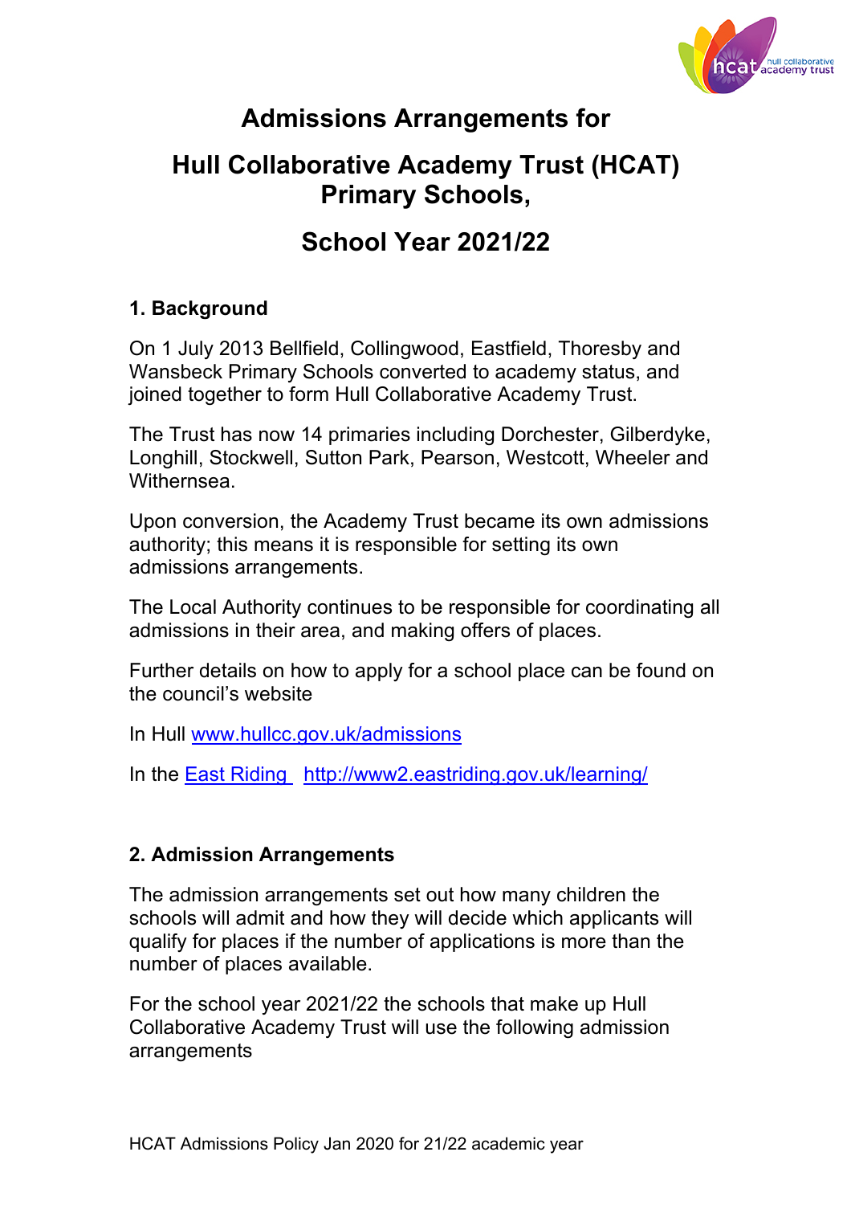# Admissions Arrangements for

# Hull Collaborative Academy Trust (HCAT) Primary Schools,

# School Year 2021/22

## 1. Background

On 1 July 2013 Bellfield, Collingwood, Eastfield, Thoresby and Wansbeck Primary Schools converted to academy status, and joined together to form Hull Collaborative Academy Trust.

The Trust has now 14 primaries including Dorchester, Gilberdyke, Longhill, Stockwell, Sutton Park, Pearson, Westcott, Wheeler and Withernsea.

Upon conversion, the Academy Trust became its own admissions authority; this means it is responsible for setting its own admissions arrangements.

The Local Authority continues to be responsible for coordinating all admissions in their area, and making offers of places.

Further details on how to apply for a school place can be found on the council's website

In Hull [www.hullcc.gov.uk/admissions](www.hullcc.gov.uk/admissions)

In the East Riding [http://www2.eastriding.gov.uk/learning/](http://www2.eastriding.gov.uk/learning/)

## 2. Admission Arrangements

The admission arrangements set out how many children the schools will admit and how they will decide which applicants will qualify for places if the number of applications is more than the number of places available.

For the school year 2021/22 the schools that make up Hull Collaborative Academy Trust will use the following admission arrangements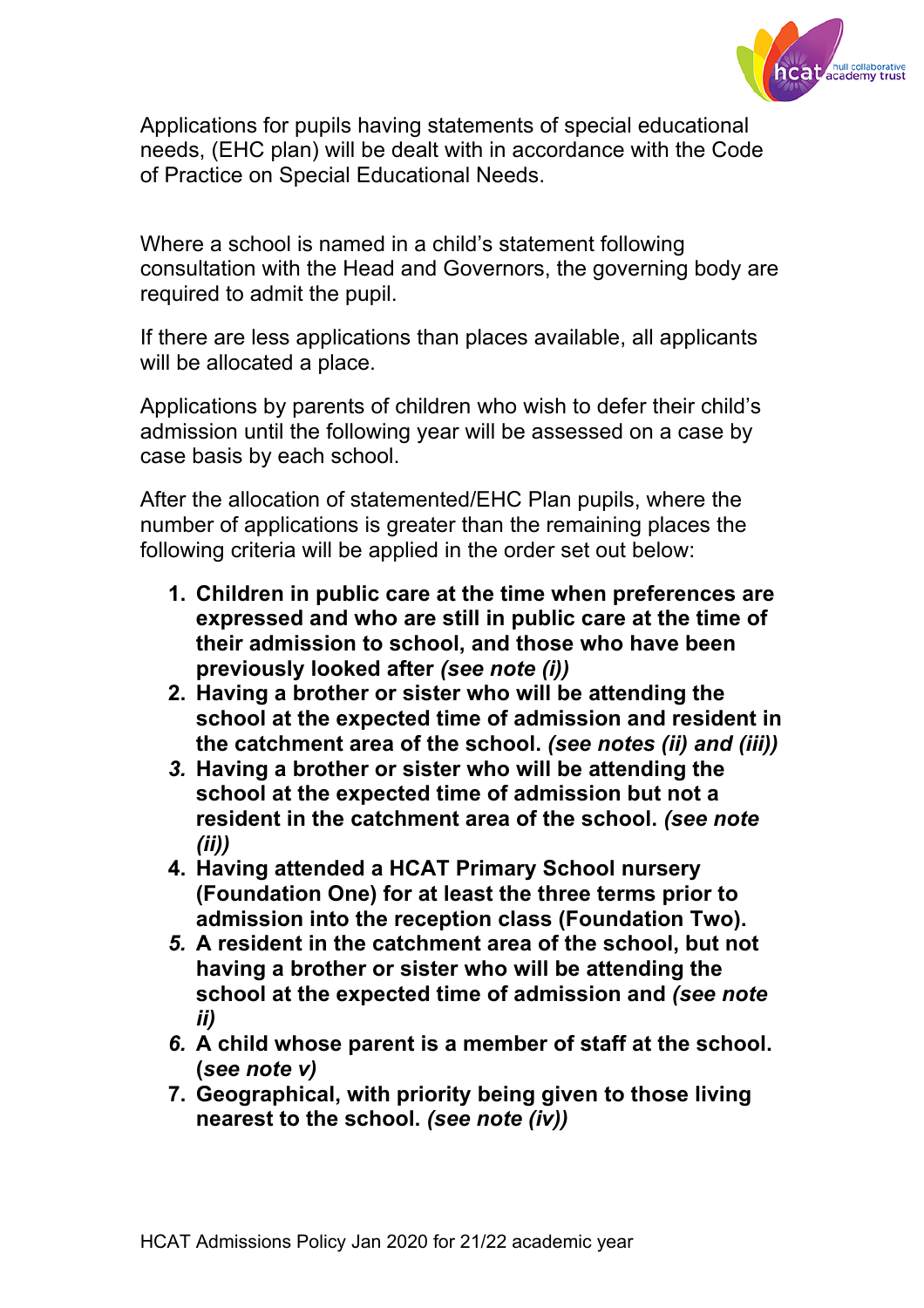Applications for pupils having statements of special educational needs, (EHC plan) will be dealt with in accordance with the Code of Practice on Special Educational Needs.

Where a school is named in a child's statement following consultation with the Head and Governors, the governing body are required to admit the pupil.

If there are less applications than places available, all applicants will be allocated a place.

Applications by parents of children who wish to defer their child's admission until the following year will be assessed on a case by case basis by each school.

After the allocation of statemented/EHC Plan pupils, where the number of applications is greater than the remaining places the following criteria will be applied in the order set out below:

1. **Children in public care at the time when preferences are expressed and who are still in public care at the time of their admission to school, and those who have been previously looked after *(see note (i))***
2. **Having a brother or sister who will be attending the school at the expected time of admission and resident in the catchment area of the school. *(see notes (ii) and (iii))***
3. **Having a brother or sister who will be attending the school at the expected time of admission but not a resident in the catchment area of the school. *(see note (ii))***
4. **Having attended a HCAT Primary School nursery (Foundation One) for at least the three terms prior to admission into the reception class (Foundation Two).**
5. **A resident in the catchment area of the school, but not having a brother or sister who will be attending the school at the expected time of admission and *(see note ii)***
6. **A child whose parent is a member of staff at the school. (*see note v)***
7. **Geographical, with priority being given to those living nearest to the school. *(see note (iv))***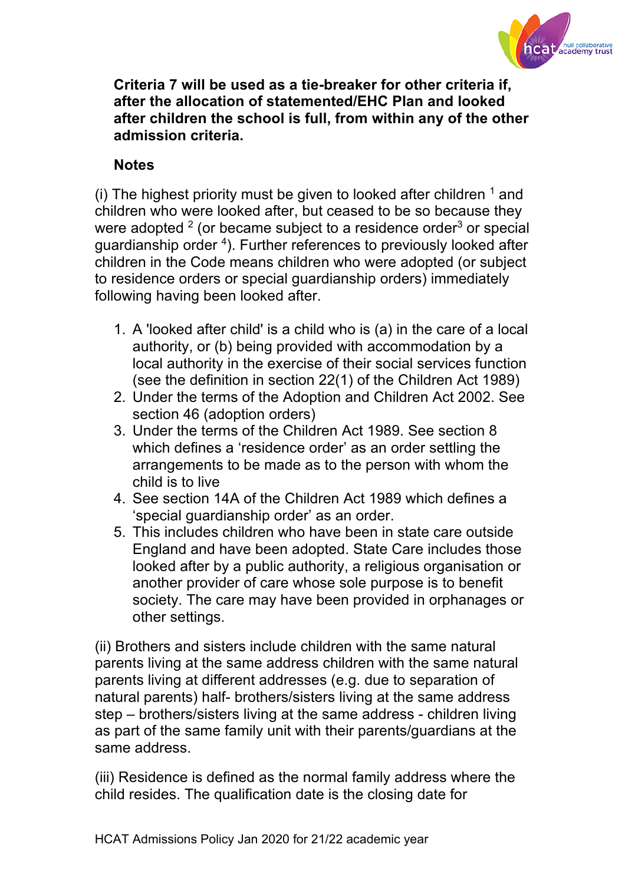**Criteria 7 will be used as a tie-breaker for other criteria if, after the allocation of statemented/EHC Plan and looked after children the school is full, from within any of the other admission criteria.**

**Notes**

(i) The highest priority must be given to looked after children [1] and children who were looked after, but ceased to be so because they were adopted [2] (or became subject to a residence order[3] or special guardianship order [4]). Further references to previously looked after children in the Code means children who were adopted (or subject to residence orders or special guardianship orders) immediately following having been looked after.

1. A 'looked after child' is a child who is (a) in the care of a local authority, or (b) being provided with accommodation by a local authority in the exercise of their social services function (see the definition in section 22(1) of the Children Act 1989)
2. Under the terms of the Adoption and Children Act 2002. See section 46 (adoption orders)
3. Under the terms of the Children Act 1989. See section 8 which defines a 'residence order' as an order settling the arrangements to be made as to the person with whom the child is to live
4. See section 14A of the Children Act 1989 which defines a 'special guardianship order' as an order.
5. This includes children who have been in state care outside England and have been adopted. State Care includes those looked after by a public authority, a religious organisation or another provider of care whose sole purpose is to benefit society. The care may have been provided in orphanages or other settings.

(ii) Brothers and sisters include children with the same natural parents living at the same address children with the same natural parents living at different addresses (e.g. due to separation of natural parents) half- brothers/sisters living at the same address step – brothers/sisters living at the same address - children living as part of the same family unit with their parents/guardians at the same address.

(iii) Residence is defined as the normal family address where the child resides. The qualification date is the closing date for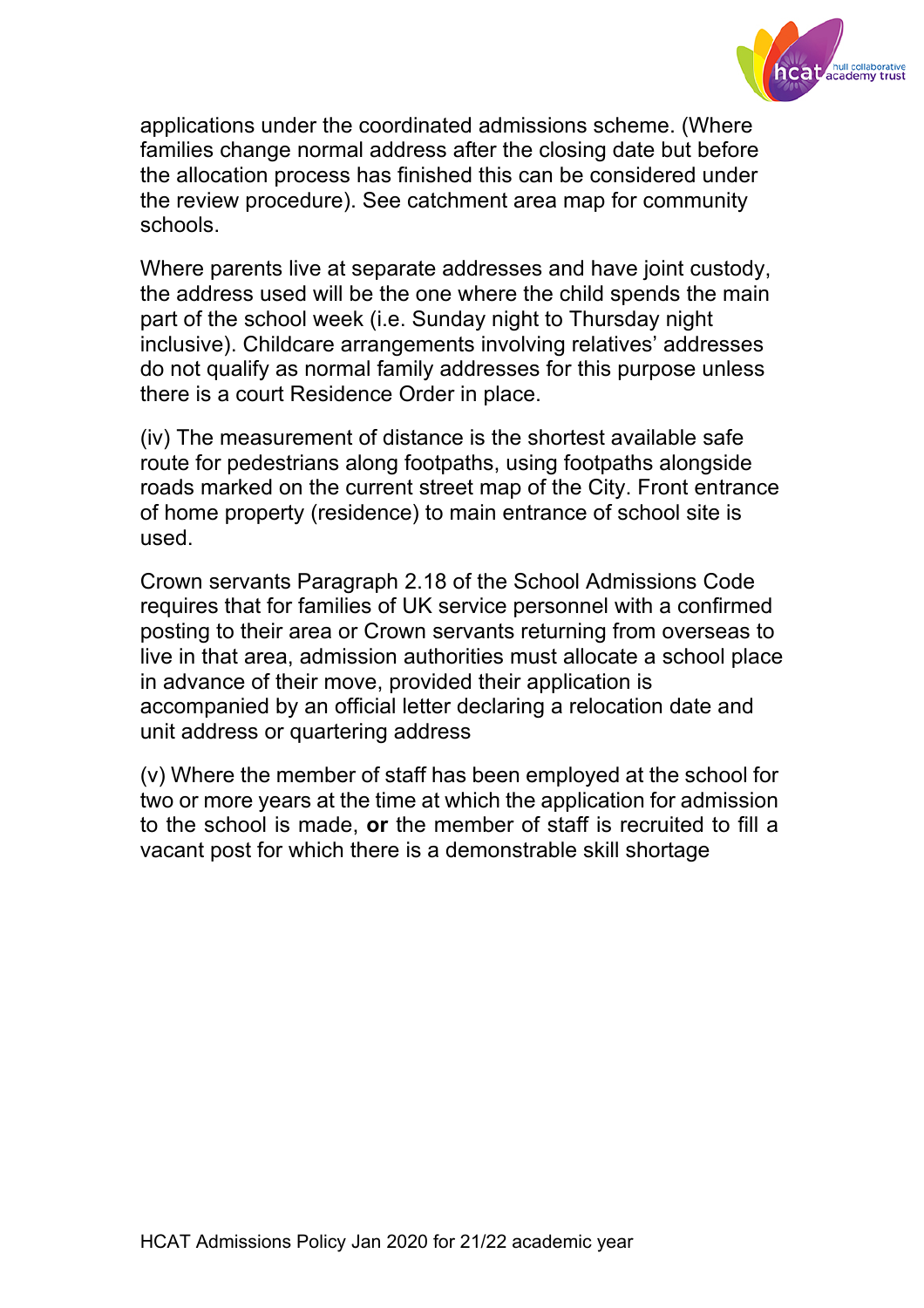applications under the coordinated admissions scheme. (Where families change normal address after the closing date but before the allocation process has finished this can be considered under the review procedure). See catchment area map for community schools.

Where parents live at separate addresses and have joint custody, the address used will be the one where the child spends the main part of the school week (i.e. Sunday night to Thursday night inclusive). Childcare arrangements involving relatives' addresses do not qualify as normal family addresses for this purpose unless there is a court Residence Order in place.

(iv) The measurement of distance is the shortest available safe route for pedestrians along footpaths, using footpaths alongside roads marked on the current street map of the City. Front entrance of home property (residence) to main entrance of school site is used.

Crown servants Paragraph 2.18 of the School Admissions Code requires that for families of UK service personnel with a confirmed posting to their area or Crown servants returning from overseas to live in that area, admission authorities must allocate a school place in advance of their move, provided their application is accompanied by an official letter declaring a relocation date and unit address or quartering address

(v) Where the member of staff has been employed at the school for two or more years at the time at which the application for admission to the school is made, **or** the member of staff is recruited to fill a vacant post for which there is a demonstrable skill shortage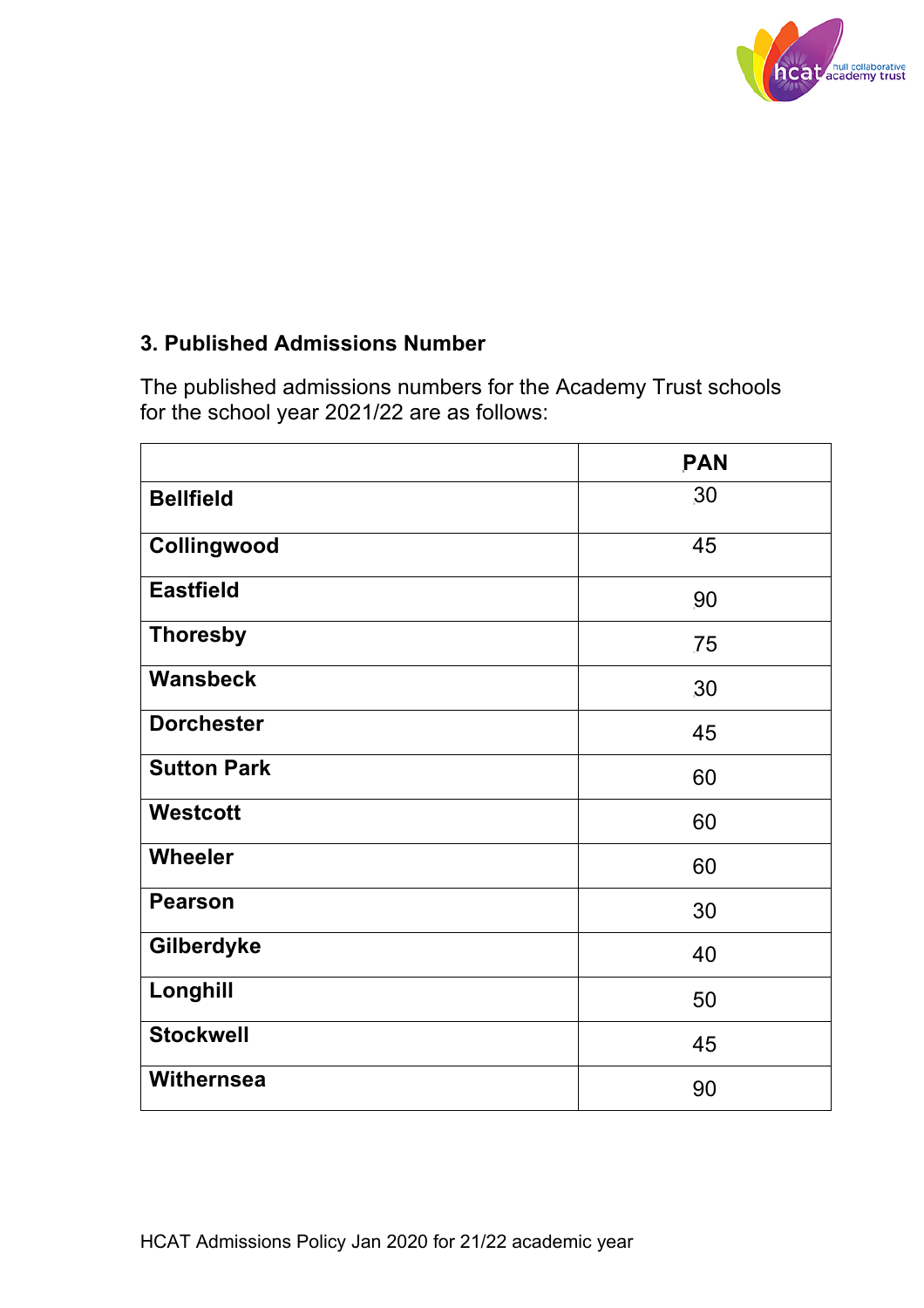### 3. Published Admissions Number

The published admissions numbers for the Academy Trust schools for the school year 2021/22 are as follows:

| | PAN |
|---|---|
| **Bellfield** | 30 |
| **Collingwood** | 45 |
| **Eastfield** | 90 |
| **Thoresby** | 75 |
| **Wansbeck** | 30 |
| **Dorchester** | 45 |
| **Sutton Park** | 60 |
| **Westcott** | 60 |
| **Wheeler** | 60 |
| **Pearson** | 30 |
| **Gilberdyke** | 40 |
| **Longhill** | 50 |
| **Stockwell** | 45 |
| **Withernsea** | 90 |